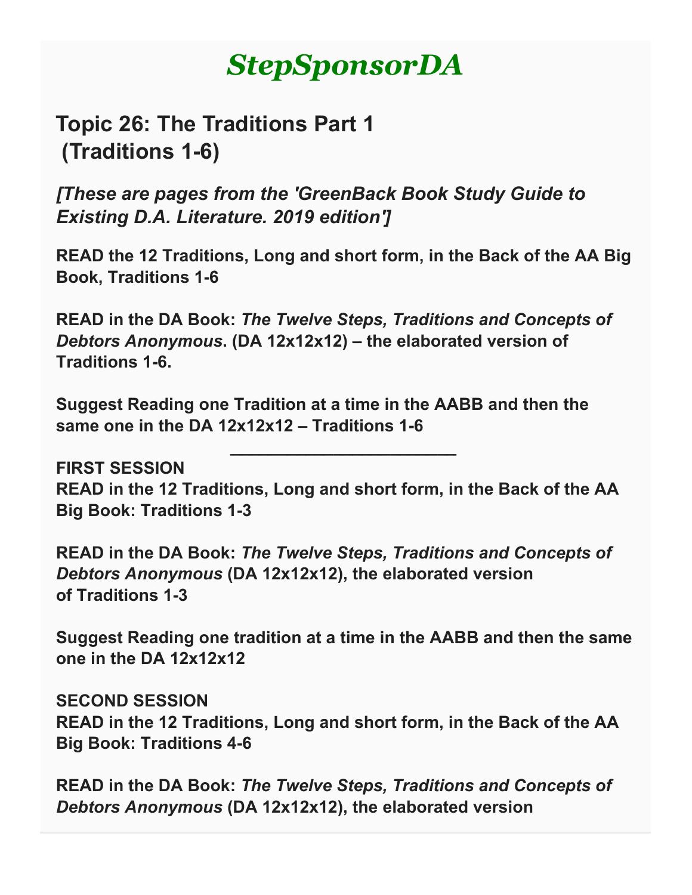# *StepSponsorDA*

## Topic 26: The Traditions Part 1 (Traditions 1-6)

### *[These are pages from the 'GreenBack Book Study Guide to Existing D.A. Literature. 2019 edition']*

**READ the 12 Traditions, Long and short form, in the Back of the AA Big Book, Traditions 1-6**

**READ in the DA Book: *The Twelve Steps, Traditions and Concepts of Debtors Anonymous*. (DA 12x12x12) – the elaborated version of Traditions 1-6.**

**Suggest Reading one Tradition at a time in the AABB and then the same one in the DA 12x12x12 – Traditions 1-6**

---

**FIRST SESSION**
**READ in the 12 Traditions, Long and short form, in the Back of the AA Big Book: Traditions 1-3**

**READ in the DA Book: *The Twelve Steps, Traditions and Concepts of Debtors Anonymous* (DA 12x12x12), the elaborated version of Traditions 1-3**

**Suggest Reading one tradition at a time in the AABB and then the same one in the DA 12x12x12**

**SECOND SESSION**
**READ in the 12 Traditions, Long and short form, in the Back of the AA Big Book: Traditions 4-6**

**READ in the DA Book: *The Twelve Steps, Traditions and Concepts of Debtors Anonymous* (DA 12x12x12), the elaborated version**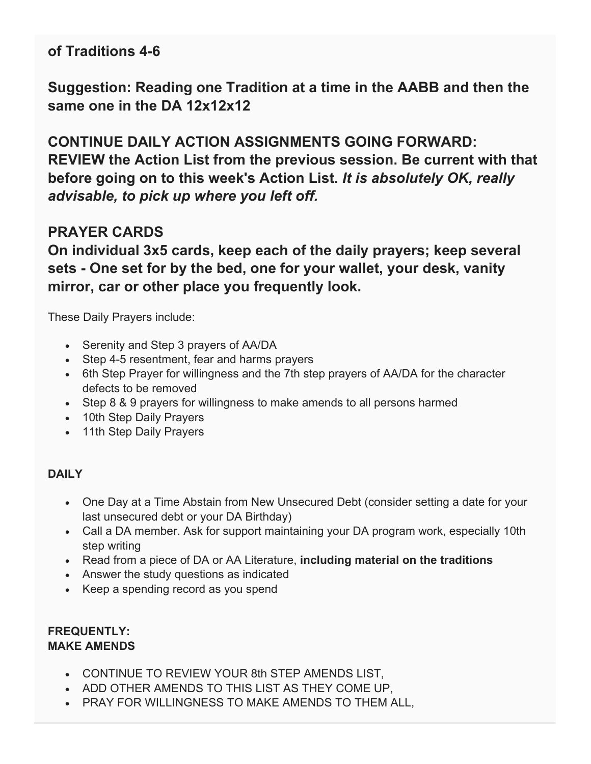**of Traditions 4-6**

**Suggestion: Reading one Tradition at a time in the AABB and then the same one in the DA 12x12x12**

**CONTINUE DAILY ACTION ASSIGNMENTS GOING FORWARD: REVIEW the Action List from the previous session. Be current with that before going on to this week's Action List.** ***It is absolutely OK, really advisable, to pick up where you left off.***

**PRAYER CARDS**
**On individual 3x5 cards, keep each of the daily prayers; keep several sets - One set for by the bed, one for your wallet, your desk, vanity mirror, car or other place you frequently look.**

These Daily Prayers include:

- Serenity and Step 3 prayers of AA/DA
- Step 4-5 resentment, fear and harms prayers
- 6th Step Prayer for willingness and the 7th step prayers of AA/DA for the character defects to be removed
- Step 8 & 9 prayers for willingness to make amends to all persons harmed
- 10th Step Daily Prayers
- 11th Step Daily Prayers

**DAILY**

- One Day at a Time Abstain from New Unsecured Debt (consider setting a date for your last unsecured debt or your DA Birthday)
- Call a DA member. Ask for support maintaining your DA program work, especially 10th step writing
- Read from a piece of DA or AA Literature, **including material on the traditions**
- Answer the study questions as indicated
- Keep a spending record as you spend

**FREQUENTLY:**
**MAKE AMENDS**

- CONTINUE TO REVIEW YOUR 8th STEP AMENDS LIST,
- ADD OTHER AMENDS TO THIS LIST AS THEY COME UP,
- PRAY FOR WILLINGNESS TO MAKE AMENDS TO THEM ALL,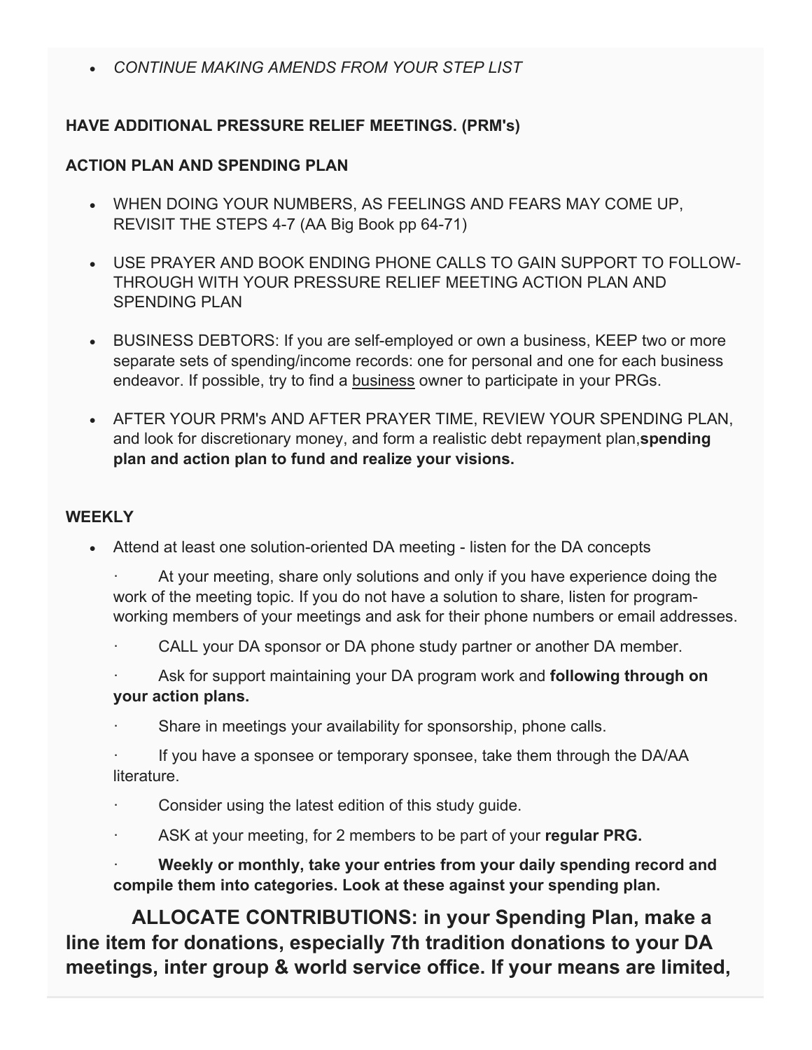- *CONTINUE MAKING AMENDS FROM YOUR STEP LIST*

**HAVE ADDITIONAL PRESSURE RELIEF MEETINGS. (PRM's)**

**ACTION PLAN AND SPENDING PLAN**

- WHEN DOING YOUR NUMBERS, AS FEELINGS AND FEARS MAY COME UP, REVISIT THE STEPS 4-7 (AA Big Book pp 64-71)
- USE PRAYER AND BOOK ENDING PHONE CALLS TO GAIN SUPPORT TO FOLLOW-THROUGH WITH YOUR PRESSURE RELIEF MEETING ACTION PLAN AND SPENDING PLAN
- BUSINESS DEBTORS: If you are self-employed or own a business, KEEP two or more separate sets of spending/income records: one for personal and one for each business endeavor. If possible, try to find a business owner to participate in your PRGs.
- AFTER YOUR PRM's AND AFTER PRAYER TIME, REVIEW YOUR SPENDING PLAN, and look for discretionary money, and form a realistic debt repayment plan,**spending plan and action plan to fund and realize your visions.**

**WEEKLY**

- Attend at least one solution-oriented DA meeting - listen for the DA concepts

  · At your meeting, share only solutions and only if you have experience doing the work of the meeting topic. If you do not have a solution to share, listen for program-working members of your meetings and ask for their phone numbers or email addresses.

  · CALL your DA sponsor or DA phone study partner or another DA member.

  · Ask for support maintaining your DA program work and **following through on your action plans.**

  · Share in meetings your availability for sponsorship, phone calls.

  · If you have a sponsee or temporary sponsee, take them through the DA/AA literature.

  · Consider using the latest edition of this study guide.

  · ASK at your meeting, for 2 members to be part of your **regular PRG.**

  · **Weekly or monthly, take your entries from your daily spending record and compile them into categories. Look at these against your spending plan.**

**ALLOCATE CONTRIBUTIONS: in your Spending Plan, make a line item for donations, especially 7th tradition donations to your DA meetings, inter group & world service office. If your means are limited,**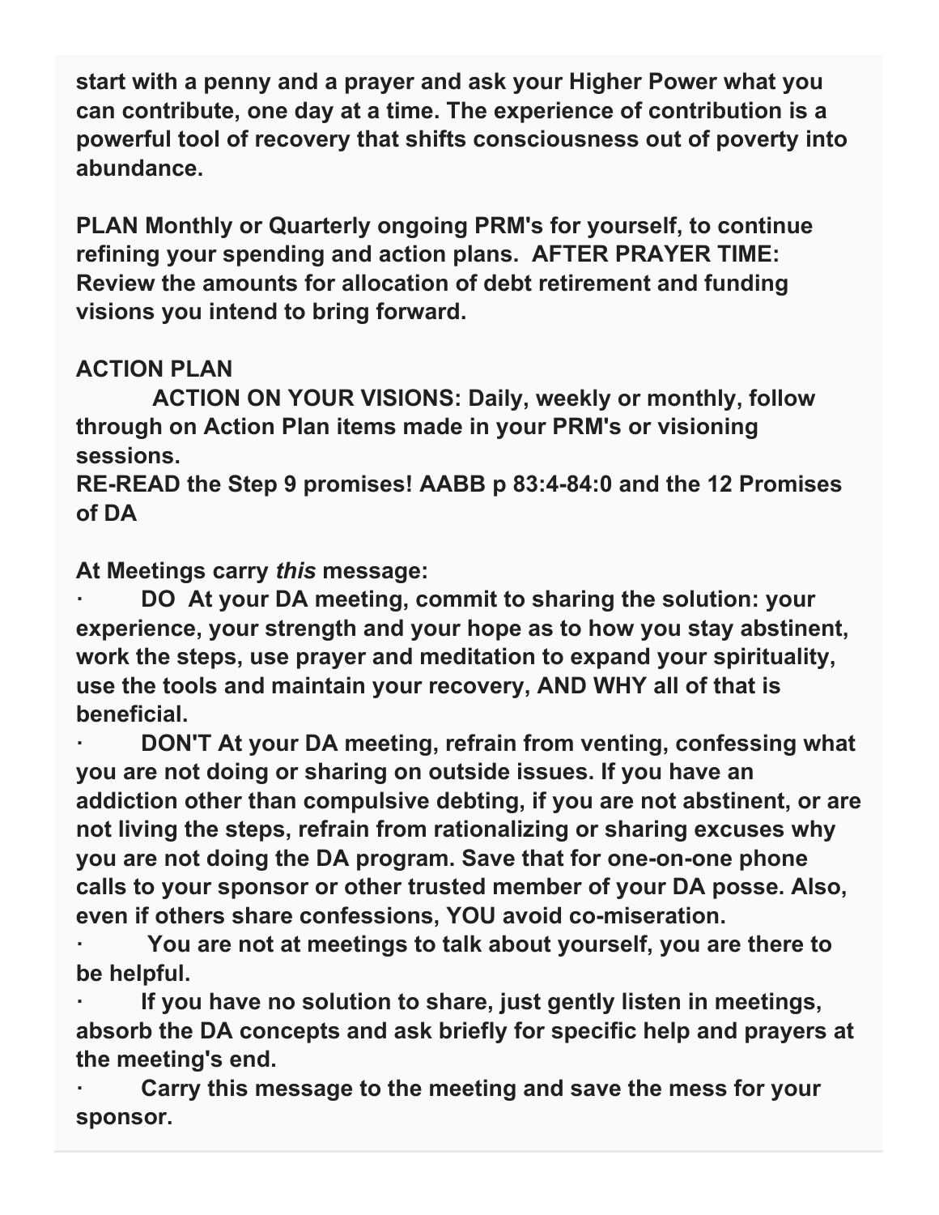**start with a penny and a prayer and ask your Higher Power what you can contribute, one day at a time. The experience of contribution is a powerful tool of recovery that shifts consciousness out of poverty into abundance.**

**PLAN Monthly or Quarterly ongoing PRM's for yourself, to continue refining your spending and action plans. AFTER PRAYER TIME: Review the amounts for allocation of debt retirement and funding visions you intend to bring forward.**

**ACTION PLAN**

**ACTION ON YOUR VISIONS: Daily, weekly or monthly, follow through on Action Plan items made in your PRM's or visioning sessions.**
**RE-READ the Step 9 promises! AABB p 83:4-84:0 and the 12 Promises of DA**

**At Meetings carry *this* message:**

- **DO At your DA meeting, commit to sharing the solution: your experience, your strength and your hope as to how you stay abstinent, work the steps, use prayer and meditation to expand your spirituality, use the tools and maintain your recovery, AND WHY all of that is beneficial.**
- **DON'T At your DA meeting, refrain from venting, confessing what you are not doing or sharing on outside issues. If you have an addiction other than compulsive debting, if you are not abstinent, or are not living the steps, refrain from rationalizing or sharing excuses why you are not doing the DA program. Save that for one-on-one phone calls to your sponsor or other trusted member of your DA posse. Also, even if others share confessions, YOU avoid co-miseration.**
- **You are not at meetings to talk about yourself, you are there to be helpful.**
- **If you have no solution to share, just gently listen in meetings, absorb the DA concepts and ask briefly for specific help and prayers at the meeting's end.**
- **Carry this message to the meeting and save the mess for your sponsor.**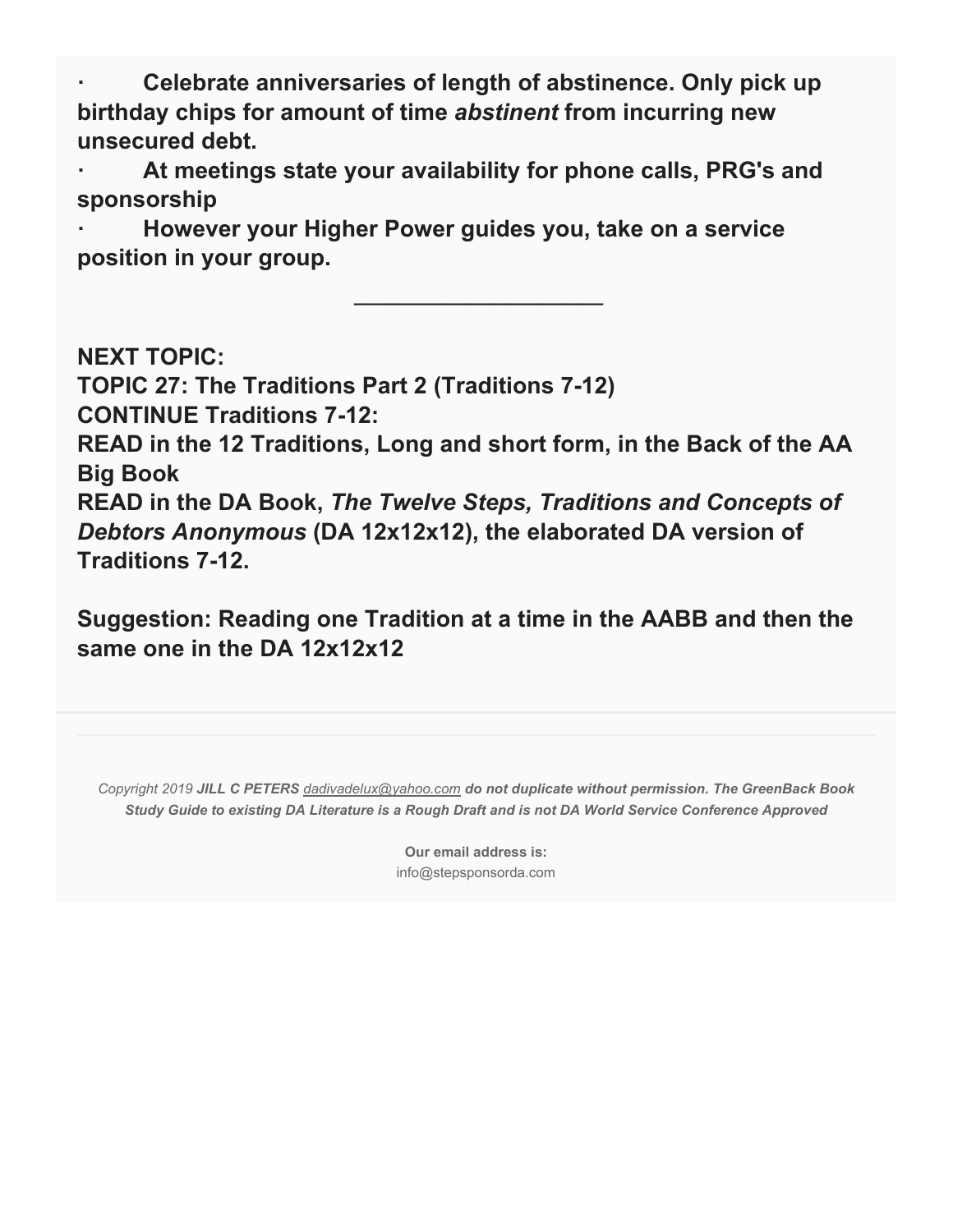- **Celebrate anniversaries of length of abstinence. Only pick up birthday chips for amount of time *abstinent* from incurring new unsecured debt.**
- **At meetings state your availability for phone calls, PRG's and sponsorship**
- **However your Higher Power guides you, take on a service position in your group.**

---

**NEXT TOPIC:**
**TOPIC 27: The Traditions Part 2 (Traditions 7-12)**
**CONTINUE Traditions 7-12:**
**READ in the 12 Traditions, Long and short form, in the Back of the AA Big Book**
**READ in the DA Book, *The Twelve Steps, Traditions and Concepts of Debtors Anonymous* (DA 12x12x12), the elaborated DA version of Traditions 7-12.**

**Suggestion: Reading one Tradition at a time in the AABB and then the same one in the DA 12x12x12**

---

*Copyright 2019 **JILL C PETERS** dadivadelux@yahoo.com **do not duplicate without permission. The GreenBack Book Study Guide to existing DA Literature is a Rough Draft and is not DA World Service Conference Approved***

**Our email address is:**
info@stepsponsorda.com